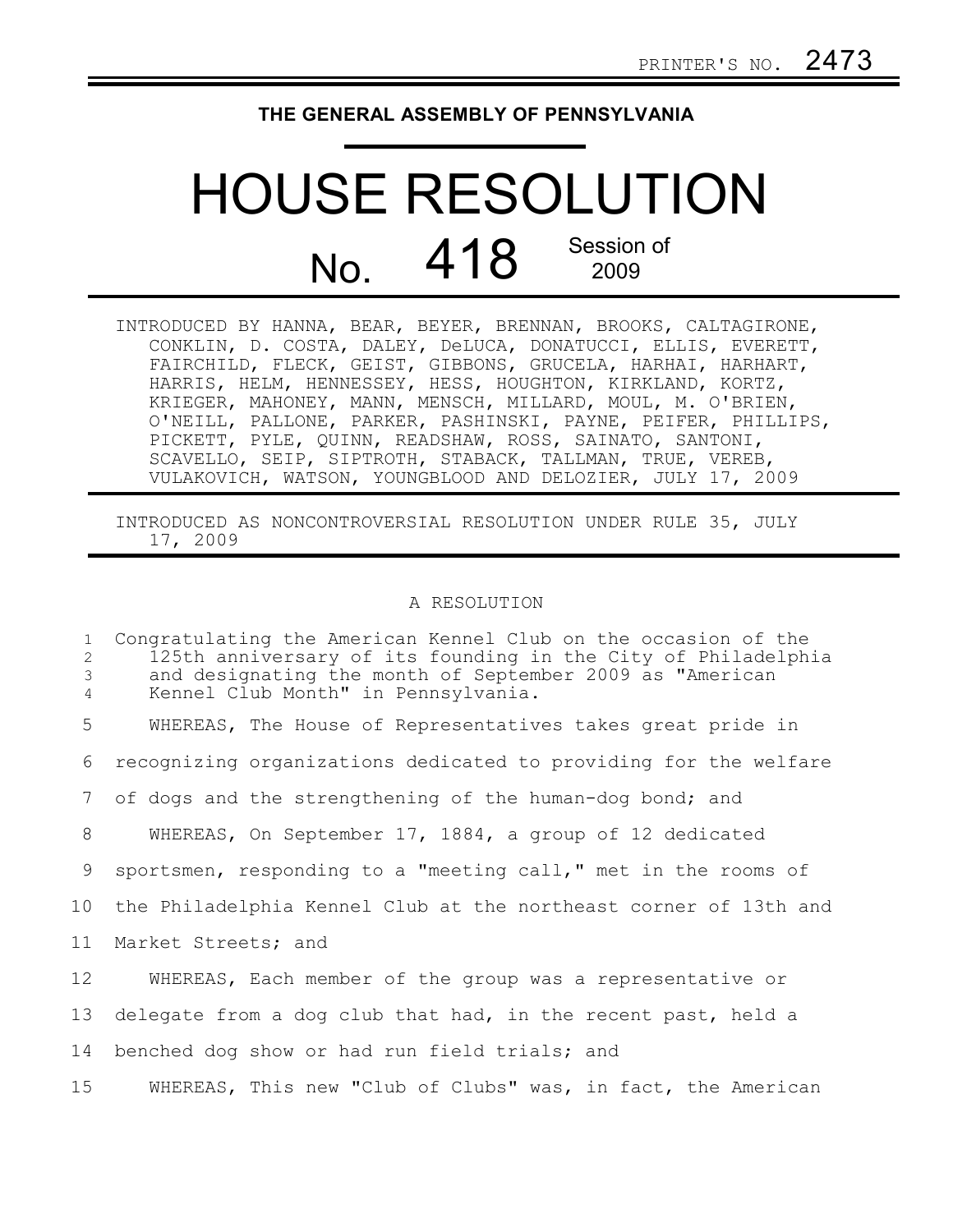PRINTER'S NO. 2473

# THE GENERAL ASSEMBLY OF PENNSYLVANIA

# HOUSE RESOLUTION

## No. 418 Session of 2009

INTRODUCED BY HANNA, BEAR, BEYER, BRENNAN, BROOKS, CALTAGIRONE, CONKLIN, D. COSTA, DALEY, DeLUCA, DONATUCCI, ELLIS, EVERETT, FAIRCHILD, FLECK, GEIST, GIBBONS, GRUCELA, HARHAI, HARHART, HARRIS, HELM, HENNESSEY, HESS, HOUGHTON, KIRKLAND, KORTZ, KRIEGER, MAHONEY, MANN, MENSCH, MILLARD, MOUL, M. O'BRIEN, O'NEILL, PALLONE, PARKER, PASHINSKI, PAYNE, PEIFER, PHILLIPS, PICKETT, PYLE, QUINN, READSHAW, ROSS, SAINATO, SANTONI, SCAVELLO, SEIP, SIPTROTH, STABACK, TALLMAN, TRUE, VEREB, VULAKOVICH, WATSON, YOUNGBLOOD AND DELOZIER, JULY 17, 2009

INTRODUCED AS NONCONTROVERSIAL RESOLUTION UNDER RULE 35, JULY 17, 2009

A RESOLUTION

1 Congratulating the American Kennel Club on the occasion of the
2 125th anniversary of its founding in the City of Philadelphia
3 and designating the month of September 2009 as "American
4 Kennel Club Month" in Pennsylvania.

5 WHEREAS, The House of Representatives takes great pride in
6 recognizing organizations dedicated to providing for the welfare
7 of dogs and the strengthening of the human-dog bond; and

8 WHEREAS, On September 17, 1884, a group of 12 dedicated
9 sportsmen, responding to a "meeting call," met in the rooms of
10 the Philadelphia Kennel Club at the northeast corner of 13th and
11 Market Streets; and

12 WHEREAS, Each member of the group was a representative or
13 delegate from a dog club that had, in the recent past, held a
14 benched dog show or had run field trials; and

15 WHEREAS, This new "Club of Clubs" was, in fact, the American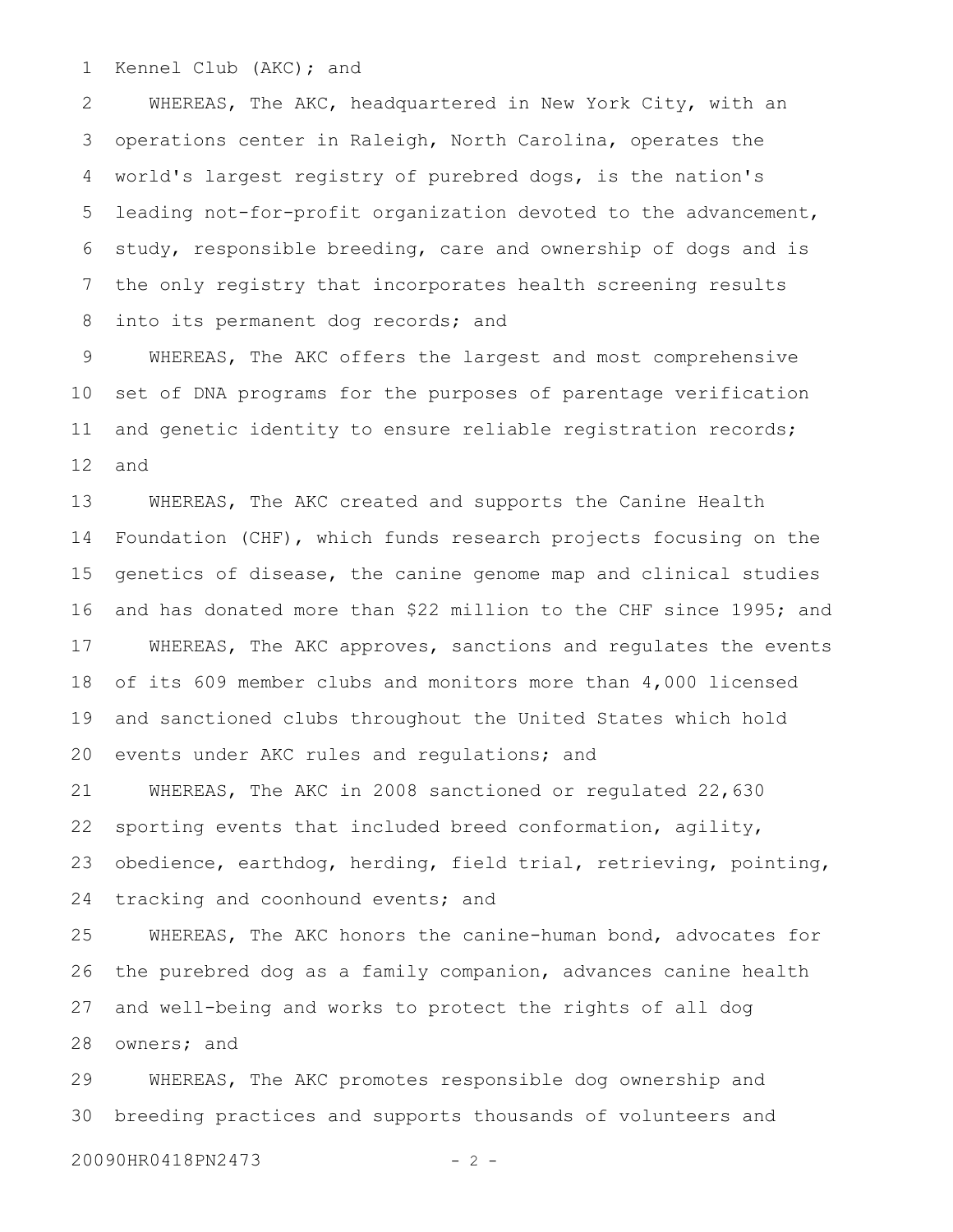Kennel Club (AKC); and

WHEREAS, The AKC, headquartered in New York City, with an operations center in Raleigh, North Carolina, operates the world's largest registry of purebred dogs, is the nation's leading not-for-profit organization devoted to the advancement, study, responsible breeding, care and ownership of dogs and is the only registry that incorporates health screening results into its permanent dog records; and

WHEREAS, The AKC offers the largest and most comprehensive set of DNA programs for the purposes of parentage verification and genetic identity to ensure reliable registration records; and

WHEREAS, The AKC created and supports the Canine Health Foundation (CHF), which funds research projects focusing on the genetics of disease, the canine genome map and clinical studies and has donated more than $22 million to the CHF since 1995; and

WHEREAS, The AKC approves, sanctions and regulates the events of its 609 member clubs and monitors more than 4,000 licensed and sanctioned clubs throughout the United States which hold events under AKC rules and regulations; and

WHEREAS, The AKC in 2008 sanctioned or regulated 22,630 sporting events that included breed conformation, agility, obedience, earthdog, herding, field trial, retrieving, pointing, tracking and coonhound events; and

WHEREAS, The AKC honors the canine-human bond, advocates for the purebred dog as a family companion, advances canine health and well-being and works to protect the rights of all dog owners; and

WHEREAS, The AKC promotes responsible dog ownership and breeding practices and supports thousands of volunteers and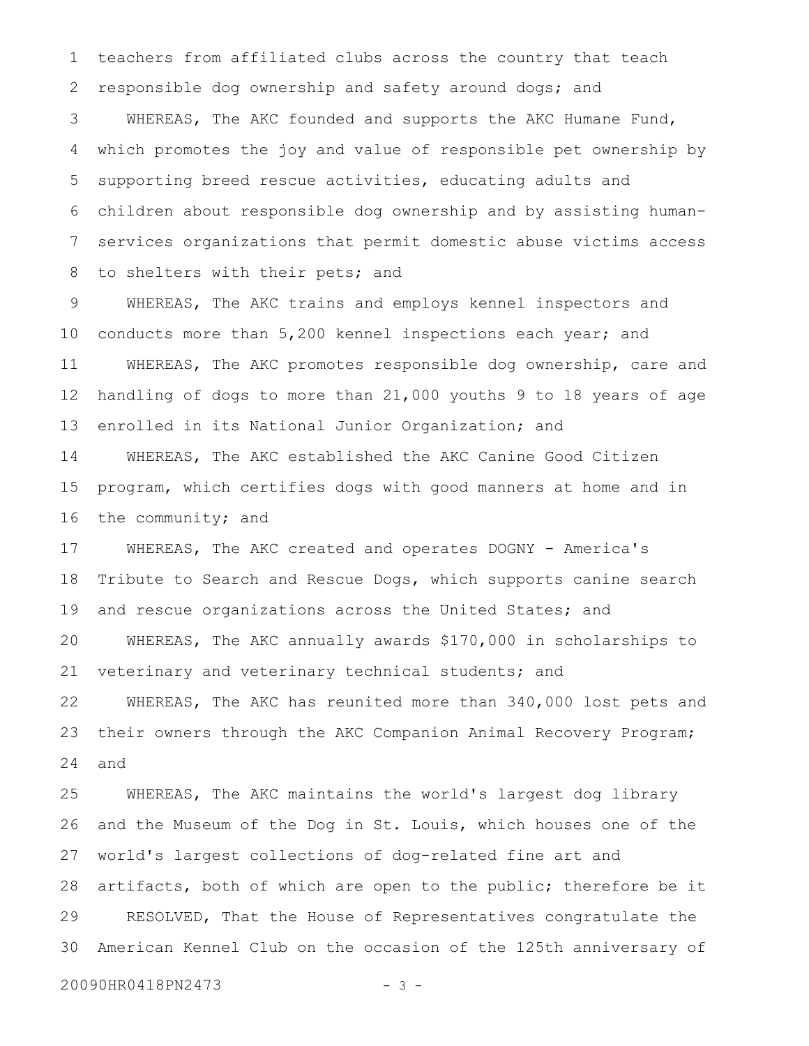teachers from affiliated clubs across the country that teach responsible dog ownership and safety around dogs; and

WHEREAS, The AKC founded and supports the AKC Humane Fund, which promotes the joy and value of responsible pet ownership by supporting breed rescue activities, educating adults and children about responsible dog ownership and by assisting human-services organizations that permit domestic abuse victims access to shelters with their pets; and

WHEREAS, The AKC trains and employs kennel inspectors and conducts more than 5,200 kennel inspections each year; and

WHEREAS, The AKC promotes responsible dog ownership, care and handling of dogs to more than 21,000 youths 9 to 18 years of age enrolled in its National Junior Organization; and

WHEREAS, The AKC established the AKC Canine Good Citizen program, which certifies dogs with good manners at home and in the community; and

WHEREAS, The AKC created and operates DOGNY - America's Tribute to Search and Rescue Dogs, which supports canine search and rescue organizations across the United States; and

WHEREAS, The AKC annually awards $170,000 in scholarships to veterinary and veterinary technical students; and

WHEREAS, The AKC has reunited more than 340,000 lost pets and their owners through the AKC Companion Animal Recovery Program; and

WHEREAS, The AKC maintains the world's largest dog library and the Museum of the Dog in St. Louis, which houses one of the world's largest collections of dog-related fine art and artifacts, both of which are open to the public; therefore be it

RESOLVED, That the House of Representatives congratulate the American Kennel Club on the occasion of the 125th anniversary of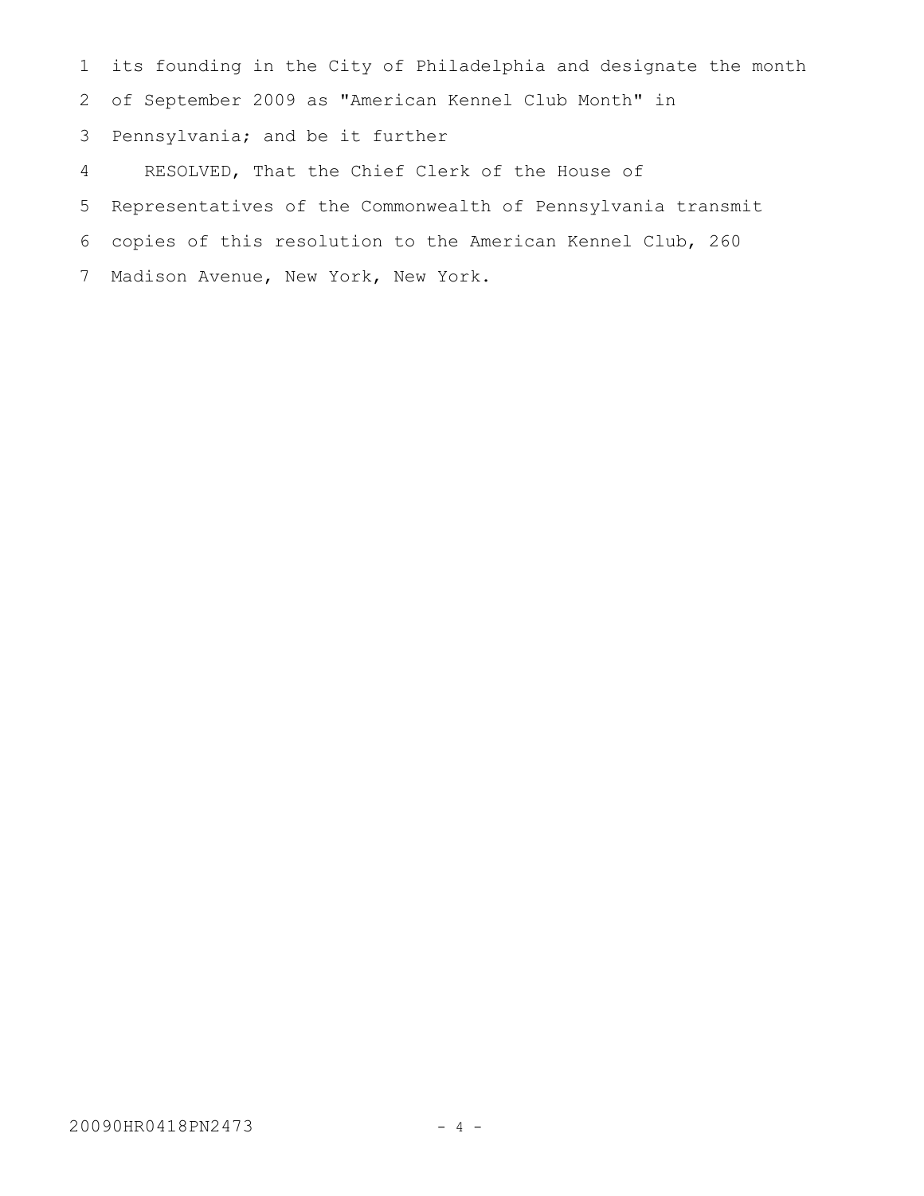its founding in the City of Philadelphia and designate the month of September 2009 as "American Kennel Club Month" in Pennsylvania; and be it further

RESOLVED, That the Chief Clerk of the House of Representatives of the Commonwealth of Pennsylvania transmit copies of this resolution to the American Kennel Club, 260 Madison Avenue, New York, New York.